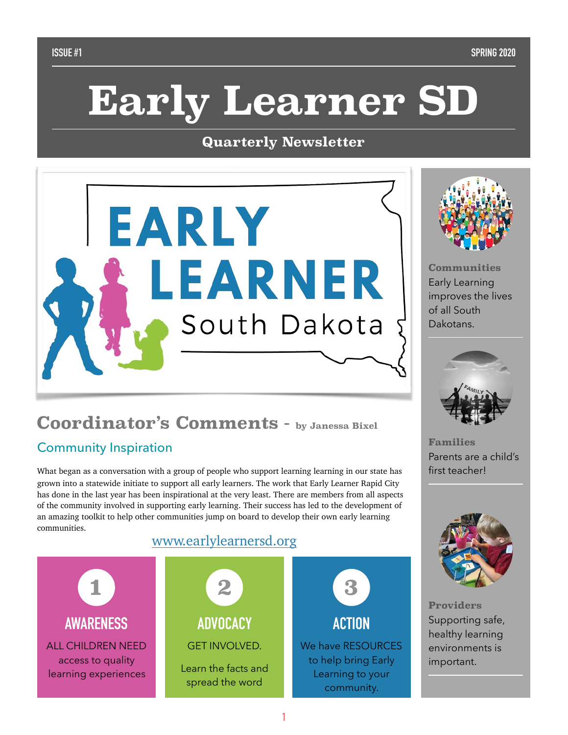ISSUE #1 SPRING 2020

# Early Learner SD

**Quarterly Newsletter**

## Coordinator's Comments - by Janessa Bixel

### Community Inspiration

What began as a conversation with a group of people who support learning learning in our state has grown into a statewide initiate to support all early learners. The work that Early Learner Rapid City has done in the last year has been inspirational at the very least. There are members from all aspects of the community involved in supporting early learning. Their success has led to the development of an amazing toolkit to help other communities jump on board to develop their own early learning communities.

www.earlylearnersd.org

**1 AWARENESS**

ALL CHILDREN NEED access to quality learning experiences

**2 ADVOCACY**

GET INVOLVED.

Learn the facts and spread the word

**3 ACTION**

We have RESOURCES to help bring Early Learning to your community.

**Communities**
Early Learning improves the lives of all South Dakotans.

**Families**
Parents are a child's first teacher!

**Providers**
Supporting safe, healthy learning environments is important.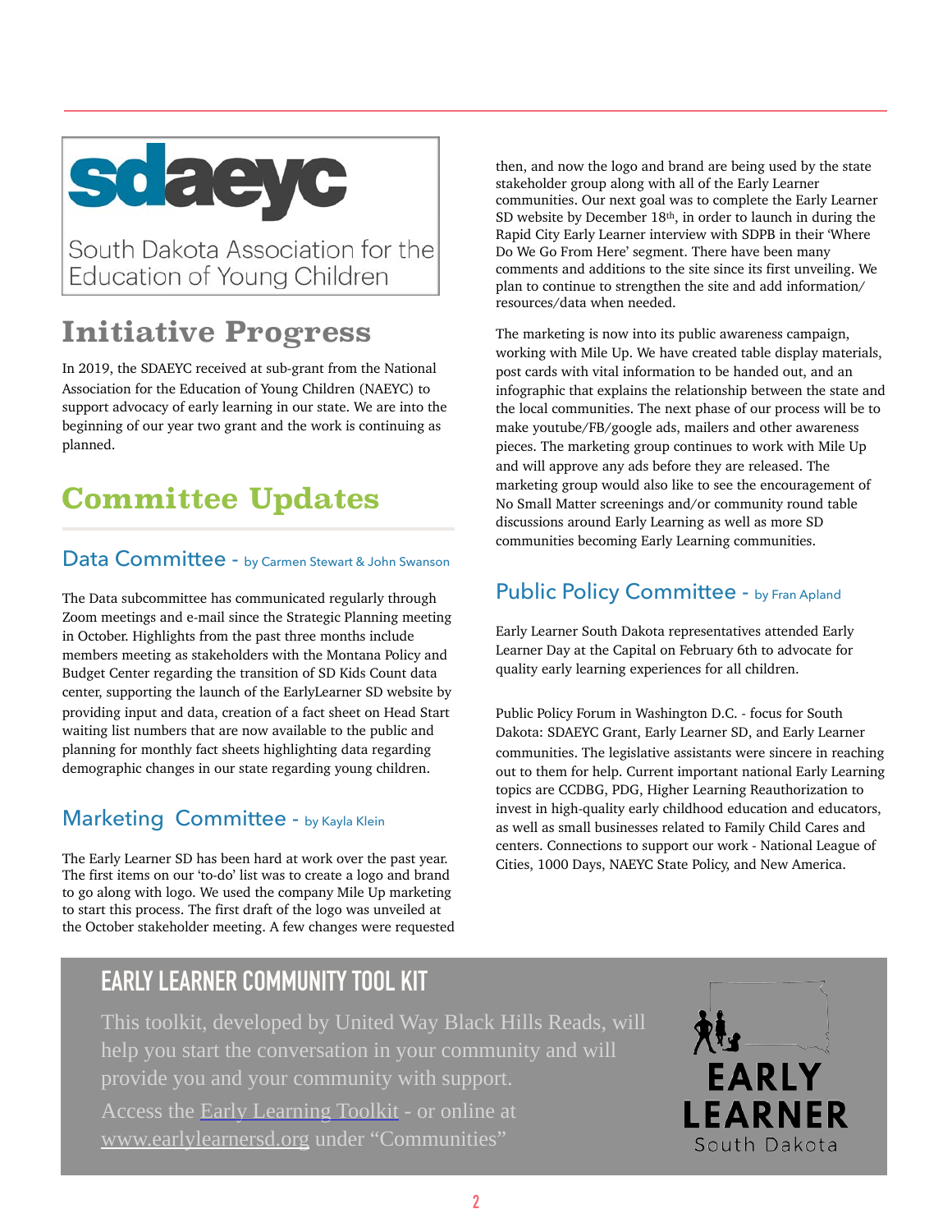sdaeyc

South Dakota Association for the Education of Young Children

# Initiative Progress

In 2019, the SDAEYC received at sub-grant from the National Association for the Education of Young Children (NAEYC) to support advocacy of early learning in our state. We are into the beginning of our year two grant and the work is continuing as planned.

# Committee Updates

## Data Committee - by Carmen Stewart & John Swanson

The Data subcommittee has communicated regularly through Zoom meetings and e-mail since the Strategic Planning meeting in October. Highlights from the past three months include members meeting as stakeholders with the Montana Policy and Budget Center regarding the transition of SD Kids Count data center, supporting the launch of the EarlyLearner SD website by providing input and data, creation of a fact sheet on Head Start waiting list numbers that are now available to the public and planning for monthly fact sheets highlighting data regarding demographic changes in our state regarding young children.

## Marketing Committee - by Kayla Klein

The Early Learner SD has been hard at work over the past year. The first items on our 'to-do' list was to create a logo and brand to go along with logo. We used the company Mile Up marketing to start this process. The first draft of the logo was unveiled at the October stakeholder meeting. A few changes were requested then, and now the logo and brand are being used by the state stakeholder group along with all of the Early Learner communities. Our next goal was to complete the Early Learner SD website by December 18th, in order to launch in during the Rapid City Early Learner interview with SDPB in their 'Where Do We Go From Here' segment. There have been many comments and additions to the site since its first unveiling. We plan to continue to strengthen the site and add information/ resources/data when needed.

The marketing is now into its public awareness campaign, working with Mile Up. We have created table display materials, post cards with vital information to be handed out, and an infographic that explains the relationship between the state and the local communities. The next phase of our process will be to make youtube/FB/google ads, mailers and other awareness pieces. The marketing group continues to work with Mile Up and will approve any ads before they are released. The marketing group would also like to see the encouragement of No Small Matter screenings and/or community round table discussions around Early Learning as well as more SD communities becoming Early Learning communities.

## Public Policy Committee - by Fran Apland

Early Learner South Dakota representatives attended Early Learner Day at the Capital on February 6th to advocate for quality early learning experiences for all children.

Public Policy Forum in Washington D.C. - focus for South Dakota: SDAEYC Grant, Early Learner SD, and Early Learner communities. The legislative assistants were sincere in reaching out to them for help. Current important national Early Learning topics are CCDBG, PDG, Higher Learning Reauthorization to invest in high-quality early childhood education and educators, as well as small businesses related to Family Child Cares and centers. Connections to support our work - National League of Cities, 1000 Days, NAEYC State Policy, and New America.

## EARLY LEARNER COMMUNITY TOOL KIT

This toolkit, developed by United Way Black Hills Reads, will help you start the conversation in your community and will provide you and your community with support.

Access the Early Learning Toolkit - or online at www.earlylearnersd.org under "Communities"

EARLY LEARNER South Dakota